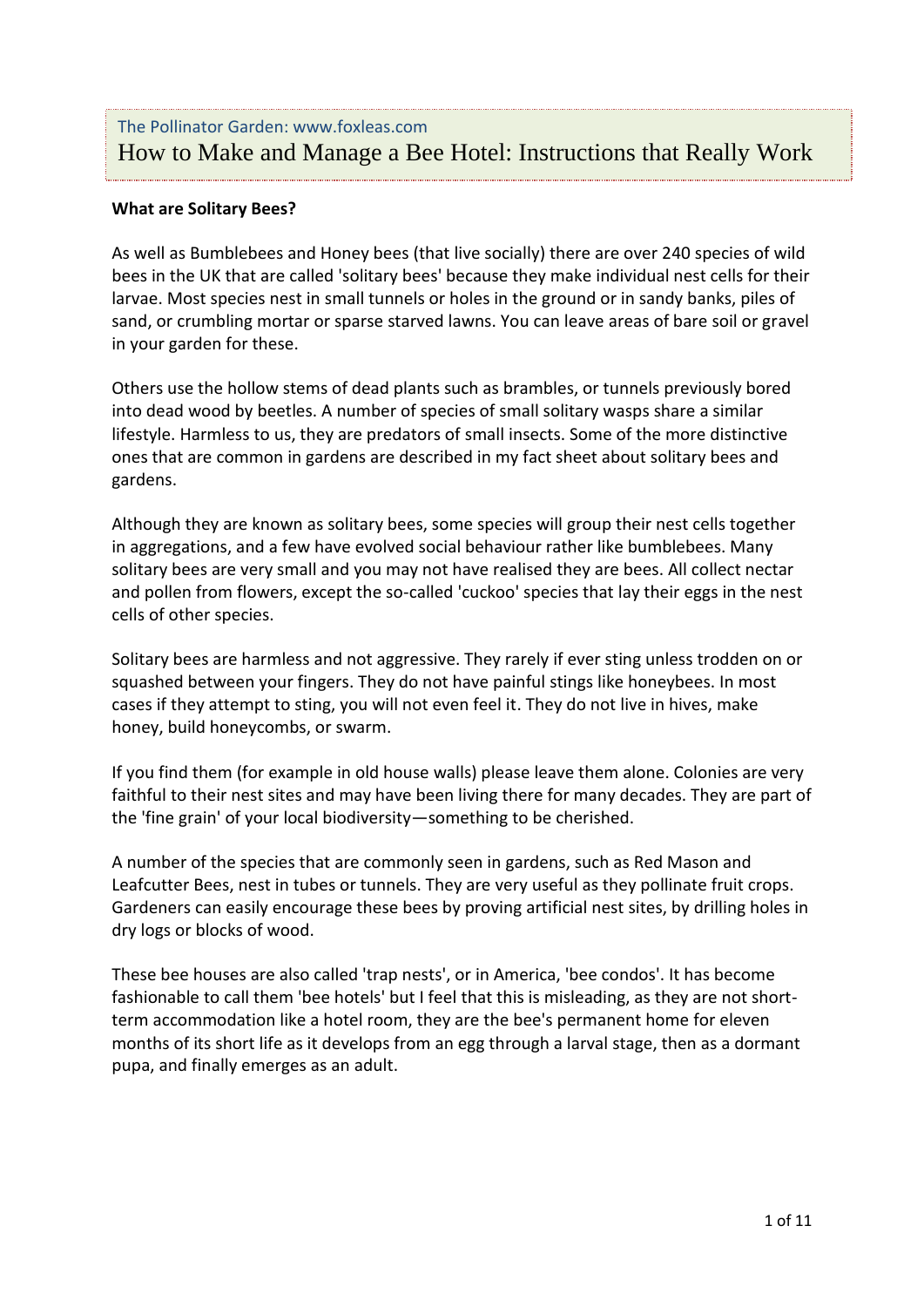The Pollinator Garden: www.foxleas.com

# How to Make and Manage a Bee Hotel: Instructions that Really Work

**What are Solitary Bees?**

As well as Bumblebees and Honey bees (that live socially) there are over 240 species of wild bees in the UK that are called 'solitary bees' because they make individual nest cells for their larvae. Most species nest in small tunnels or holes in the ground or in sandy banks, piles of sand, or crumbling mortar or sparse starved lawns. You can leave areas of bare soil or gravel in your garden for these.

Others use the hollow stems of dead plants such as brambles, or tunnels previously bored into dead wood by beetles. A number of species of small solitary wasps share a similar lifestyle. Harmless to us, they are predators of small insects. Some of the more distinctive ones that are common in gardens are described in my fact sheet about solitary bees and gardens.

Although they are known as solitary bees, some species will group their nest cells together in aggregations, and a few have evolved social behaviour rather like bumblebees. Many solitary bees are very small and you may not have realised they are bees. All collect nectar and pollen from flowers, except the so-called 'cuckoo' species that lay their eggs in the nest cells of other species.

Solitary bees are harmless and not aggressive. They rarely if ever sting unless trodden on or squashed between your fingers. They do not have painful stings like honeybees. In most cases if they attempt to sting, you will not even feel it. They do not live in hives, make honey, build honeycombs, or swarm.

If you find them (for example in old house walls) please leave them alone. Colonies are very faithful to their nest sites and may have been living there for many decades. They are part of the 'fine grain' of your local biodiversity—something to be cherished.

A number of the species that are commonly seen in gardens, such as Red Mason and Leafcutter Bees, nest in tubes or tunnels. They are very useful as they pollinate fruit crops. Gardeners can easily encourage these bees by proving artificial nest sites, by drilling holes in dry logs or blocks of wood.

These bee houses are also called 'trap nests', or in America, 'bee condos'. It has become fashionable to call them 'bee hotels' but I feel that this is misleading, as they are not short-term accommodation like a hotel room, they are the bee's permanent home for eleven months of its short life as it develops from an egg through a larval stage, then as a dormant pupa, and finally emerges as an adult.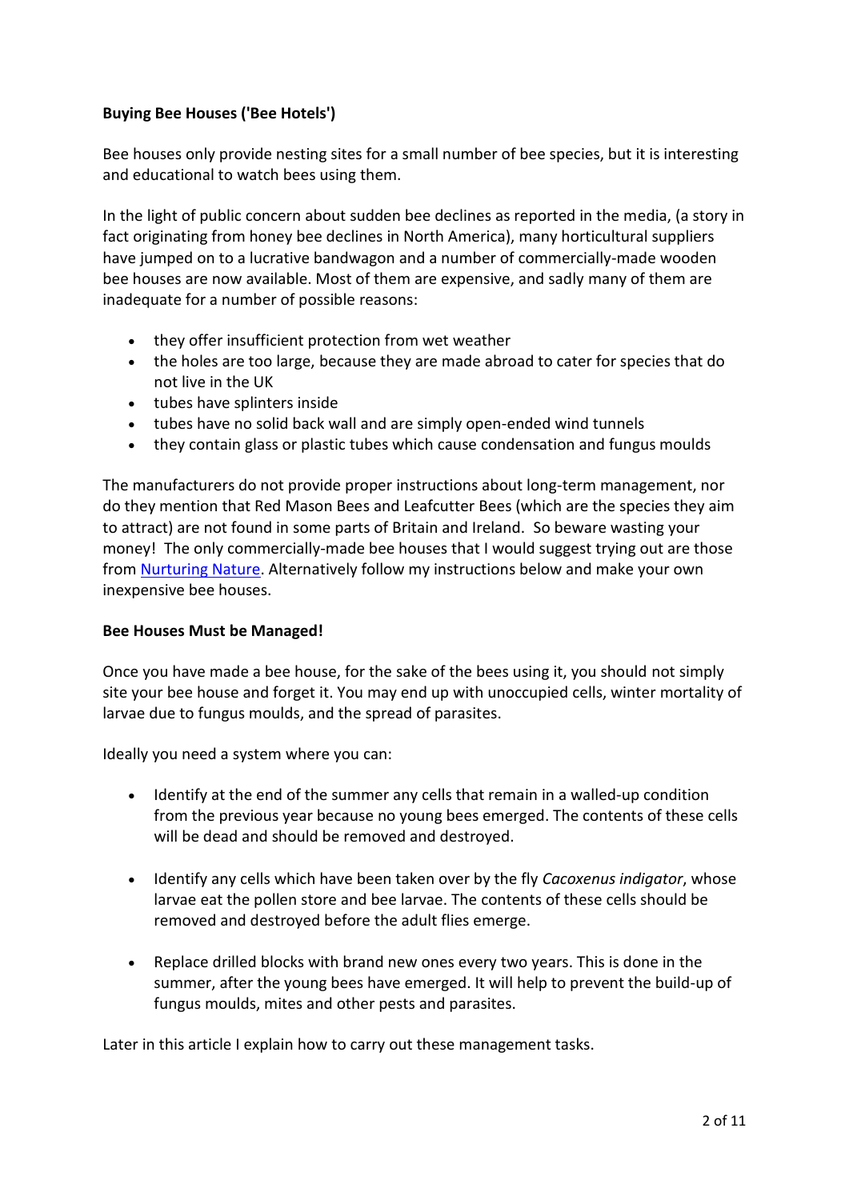**Buying Bee Houses ('Bee Hotels')**

Bee houses only provide nesting sites for a small number of bee species, but it is interesting and educational to watch bees using them.

In the light of public concern about sudden bee declines as reported in the media, (a story in fact originating from honey bee declines in North America), many horticultural suppliers have jumped on to a lucrative bandwagon and a number of commercially-made wooden bee houses are now available. Most of them are expensive, and sadly many of them are inadequate for a number of possible reasons:

- they offer insufficient protection from wet weather
- the holes are too large, because they are made abroad to cater for species that do not live in the UK
- tubes have splinters inside
- tubes have no solid back wall and are simply open-ended wind tunnels
- they contain glass or plastic tubes which cause condensation and fungus moulds

The manufacturers do not provide proper instructions about long-term management, nor do they mention that Red Mason Bees and Leafcutter Bees (which are the species they aim to attract) are not found in some parts of Britain and Ireland. So beware wasting your money! The only commercially-made bee houses that I would suggest trying out are those from Nurturing Nature. Alternatively follow my instructions below and make your own inexpensive bee houses.

**Bee Houses Must be Managed!**

Once you have made a bee house, for the sake of the bees using it, you should not simply site your bee house and forget it. You may end up with unoccupied cells, winter mortality of larvae due to fungus moulds, and the spread of parasites.

Ideally you need a system where you can:

- Identify at the end of the summer any cells that remain in a walled-up condition from the previous year because no young bees emerged. The contents of these cells will be dead and should be removed and destroyed.

- Identify any cells which have been taken over by the fly *Cacoxenus indigator*, whose larvae eat the pollen store and bee larvae. The contents of these cells should be removed and destroyed before the adult flies emerge.

- Replace drilled blocks with brand new ones every two years. This is done in the summer, after the young bees have emerged. It will help to prevent the build-up of fungus moulds, mites and other pests and parasites.

Later in this article I explain how to carry out these management tasks.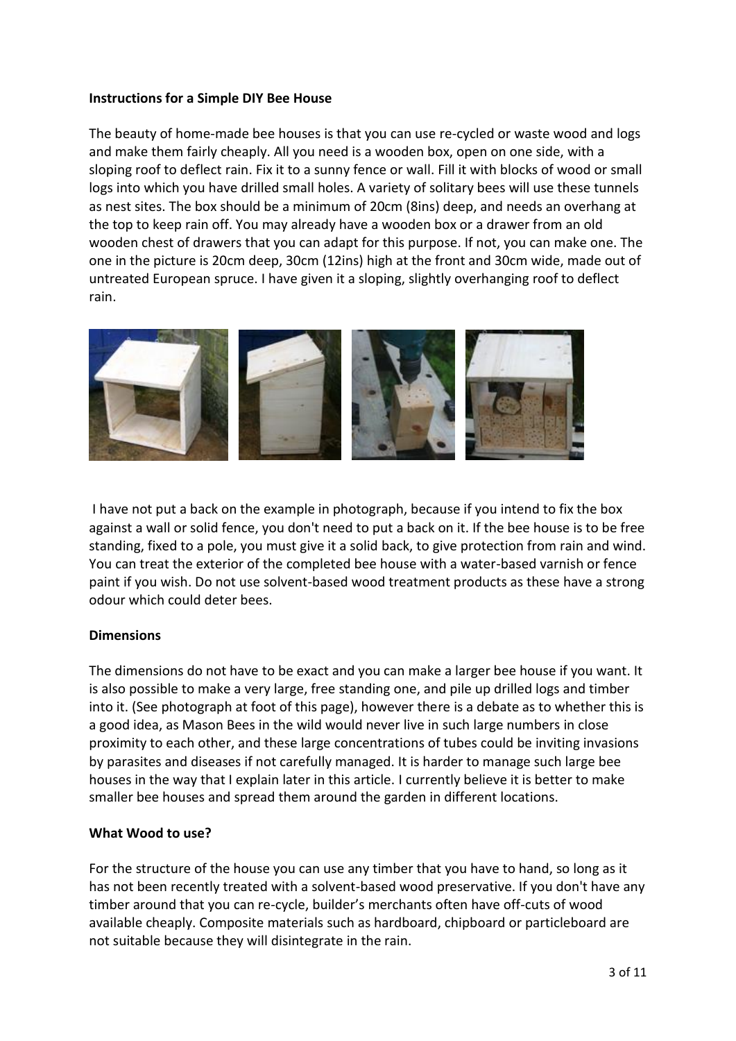**Instructions for a Simple DIY Bee House**

The beauty of home-made bee houses is that you can use re-cycled or waste wood and logs and make them fairly cheaply. All you need is a wooden box, open on one side, with a sloping roof to deflect rain. Fix it to a sunny fence or wall. Fill it with blocks of wood or small logs into which you have drilled small holes. A variety of solitary bees will use these tunnels as nest sites. The box should be a minimum of 20cm (8ins) deep, and needs an overhang at the top to keep rain off. You may already have a wooden box or a drawer from an old wooden chest of drawers that you can adapt for this purpose. If not, you can make one. The one in the picture is 20cm deep, 30cm (12ins) high at the front and 30cm wide, made out of untreated European spruce. I have given it a sloping, slightly overhanging roof to deflect rain.

I have not put a back on the example in photograph, because if you intend to fix the box against a wall or solid fence, you don't need to put a back on it. If the bee house is to be free standing, fixed to a pole, you must give it a solid back, to give protection from rain and wind. You can treat the exterior of the completed bee house with a water-based varnish or fence paint if you wish. Do not use solvent-based wood treatment products as these have a strong odour which could deter bees.

**Dimensions**

The dimensions do not have to be exact and you can make a larger bee house if you want. It is also possible to make a very large, free standing one, and pile up drilled logs and timber into it. (See photograph at foot of this page), however there is a debate as to whether this is a good idea, as Mason Bees in the wild would never live in such large numbers in close proximity to each other, and these large concentrations of tubes could be inviting invasions by parasites and diseases if not carefully managed. It is harder to manage such large bee houses in the way that I explain later in this article. I currently believe it is better to make smaller bee houses and spread them around the garden in different locations.

**What Wood to use?**

For the structure of the house you can use any timber that you have to hand, so long as it has not been recently treated with a solvent-based wood preservative. If you don't have any timber around that you can re-cycle, builder's merchants often have off-cuts of wood available cheaply. Composite materials such as hardboard, chipboard or particleboard are not suitable because they will disintegrate in the rain.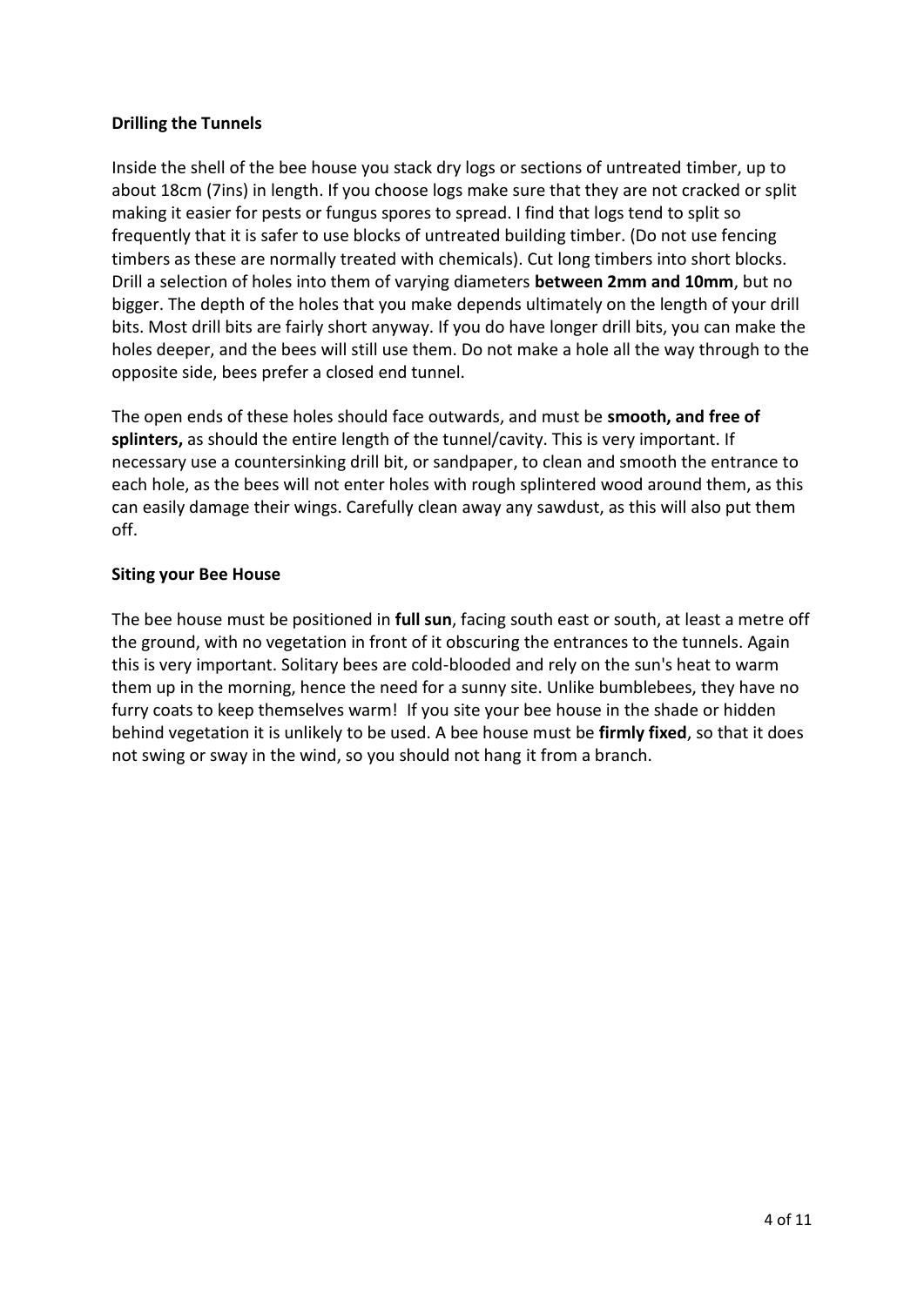**Drilling the Tunnels**

Inside the shell of the bee house you stack dry logs or sections of untreated timber, up to about 18cm (7ins) in length. If you choose logs make sure that they are not cracked or split making it easier for pests or fungus spores to spread. I find that logs tend to split so frequently that it is safer to use blocks of untreated building timber. (Do not use fencing timbers as these are normally treated with chemicals). Cut long timbers into short blocks. Drill a selection of holes into them of varying diameters **between 2mm and 10mm**, but no bigger. The depth of the holes that you make depends ultimately on the length of your drill bits. Most drill bits are fairly short anyway. If you do have longer drill bits, you can make the holes deeper, and the bees will still use them. Do not make a hole all the way through to the opposite side, bees prefer a closed end tunnel.

The open ends of these holes should face outwards, and must be **smooth, and free of splinters,** as should the entire length of the tunnel/cavity. This is very important. If necessary use a countersinking drill bit, or sandpaper, to clean and smooth the entrance to each hole, as the bees will not enter holes with rough splintered wood around them, as this can easily damage their wings. Carefully clean away any sawdust, as this will also put them off.

**Siting your Bee House**

The bee house must be positioned in **full sun**, facing south east or south, at least a metre off the ground, with no vegetation in front of it obscuring the entrances to the tunnels. Again this is very important. Solitary bees are cold-blooded and rely on the sun's heat to warm them up in the morning, hence the need for a sunny site. Unlike bumblebees, they have no furry coats to keep themselves warm! If you site your bee house in the shade or hidden behind vegetation it is unlikely to be used. A bee house must be **firmly fixed**, so that it does not swing or sway in the wind, so you should not hang it from a branch.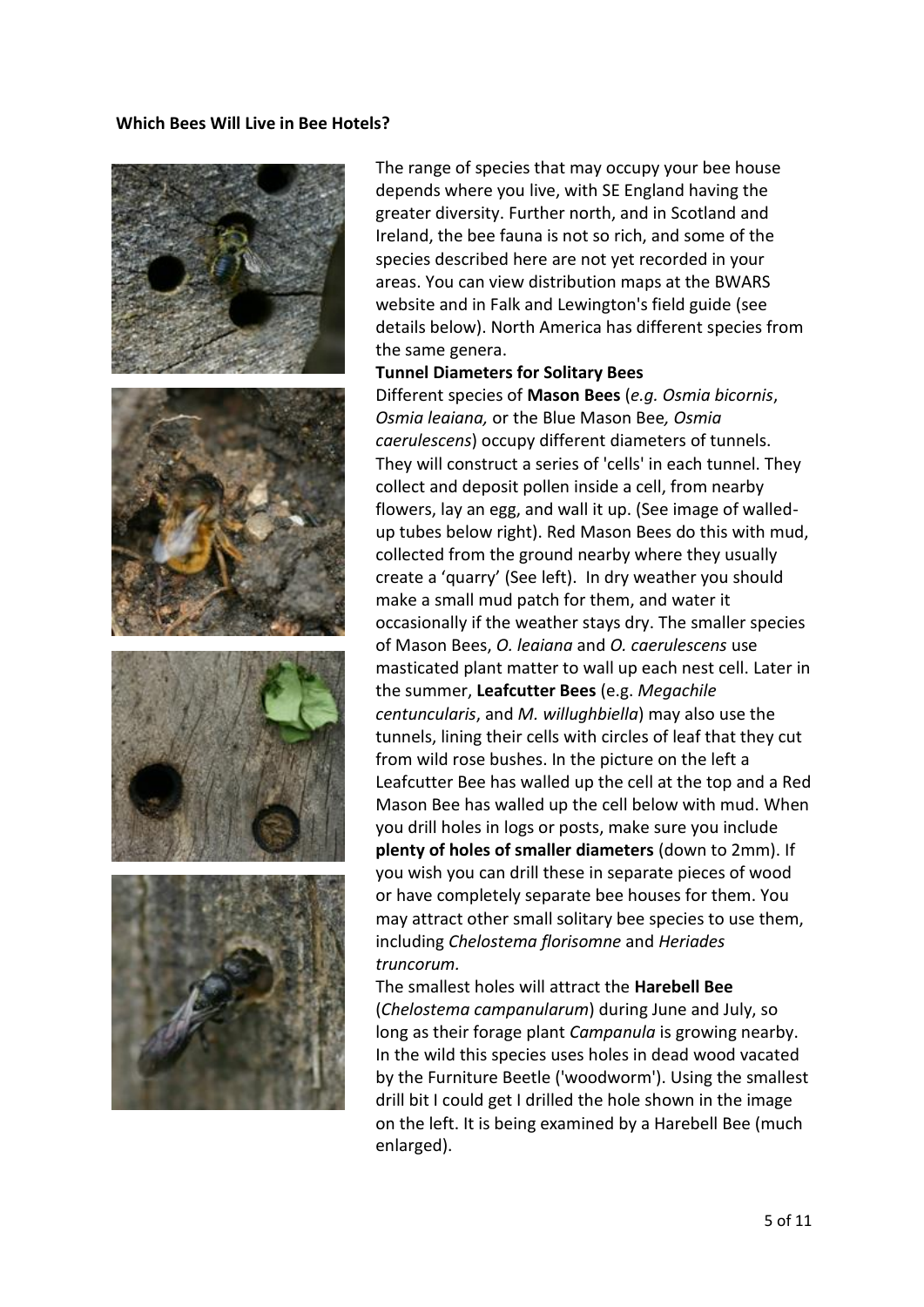## Which Bees Will Live in Bee Hotels?

The range of species that may occupy your bee house depends where you live, with SE England having the greater diversity. Further north, and in Scotland and Ireland, the bee fauna is not so rich, and some of the species described here are not yet recorded in your areas. You can view distribution maps at the BWARS website and in Falk and Lewington's field guide (see details below). North America has different species from the same genera.

### Tunnel Diameters for Solitary Bees

Different species of **Mason Bees** (*e.g. Osmia bicornis*, *Osmia leaiana,* or the Blue Mason Bee*, Osmia caerulescens*) occupy different diameters of tunnels. They will construct a series of 'cells' in each tunnel. They collect and deposit pollen inside a cell, from nearby flowers, lay an egg, and wall it up. (See image of walled-up tubes below right). Red Mason Bees do this with mud, collected from the ground nearby where they usually create a 'quarry' (See left). In dry weather you should make a small mud patch for them, and water it occasionally if the weather stays dry. The smaller species of Mason Bees, *O. leaiana* and *O. caerulescens* use masticated plant matter to wall up each nest cell. Later in the summer, **Leafcutter Bees** (e.g. *Megachile centuncularis*, and *M. willughbiella*) may also use the tunnels, lining their cells with circles of leaf that they cut from wild rose bushes. In the picture on the left a Leafcutter Bee has walled up the cell at the top and a Red Mason Bee has walled up the cell below with mud. When you drill holes in logs or posts, make sure you include **plenty of holes of smaller diameters** (down to 2mm). If you wish you can drill these in separate pieces of wood or have completely separate bee houses for them. You may attract other small solitary bee species to use them, including *Chelostema florisomne* and *Heriades truncorum.*

The smallest holes will attract the **Harebell Bee** (*Chelostema campanularum*) during June and July, so long as their forage plant *Campanula* is growing nearby. In the wild this species uses holes in dead wood vacated by the Furniture Beetle ('woodworm'). Using the smallest drill bit I could get I drilled the hole shown in the image on the left. It is being examined by a Harebell Bee (much enlarged).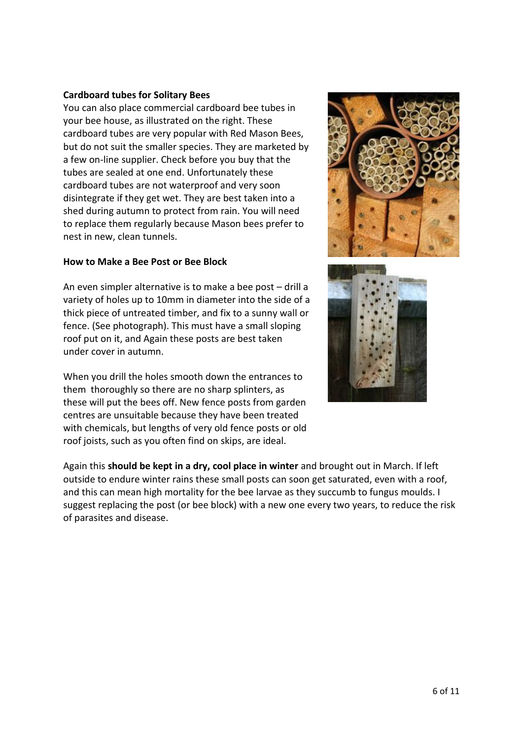**Cardboard tubes for Solitary Bees**

You can also place commercial cardboard bee tubes in your bee house, as illustrated on the right. These cardboard tubes are very popular with Red Mason Bees, but do not suit the smaller species. They are marketed by a few on-line supplier. Check before you buy that the tubes are sealed at one end. Unfortunately these cardboard tubes are not waterproof and very soon disintegrate if they get wet. They are best taken into a shed during autumn to protect from rain. You will need to replace them regularly because Mason bees prefer to nest in new, clean tunnels.

**How to Make a Bee Post or Bee Block**

An even simpler alternative is to make a bee post – drill a variety of holes up to 10mm in diameter into the side of a thick piece of untreated timber, and fix to a sunny wall or fence. (See photograph). This must have a small sloping roof put on it, and Again these posts are best taken under cover in autumn.

When you drill the holes smooth down the entrances to them thoroughly so there are no sharp splinters, as these will put the bees off. New fence posts from garden centres are unsuitable because they have been treated with chemicals, but lengths of very old fence posts or old roof joists, such as you often find on skips, are ideal.

Again this **should be kept in a dry, cool place in winter** and brought out in March. If left outside to endure winter rains these small posts can soon get saturated, even with a roof, and this can mean high mortality for the bee larvae as they succumb to fungus moulds. I suggest replacing the post (or bee block) with a new one every two years, to reduce the risk of parasites and disease.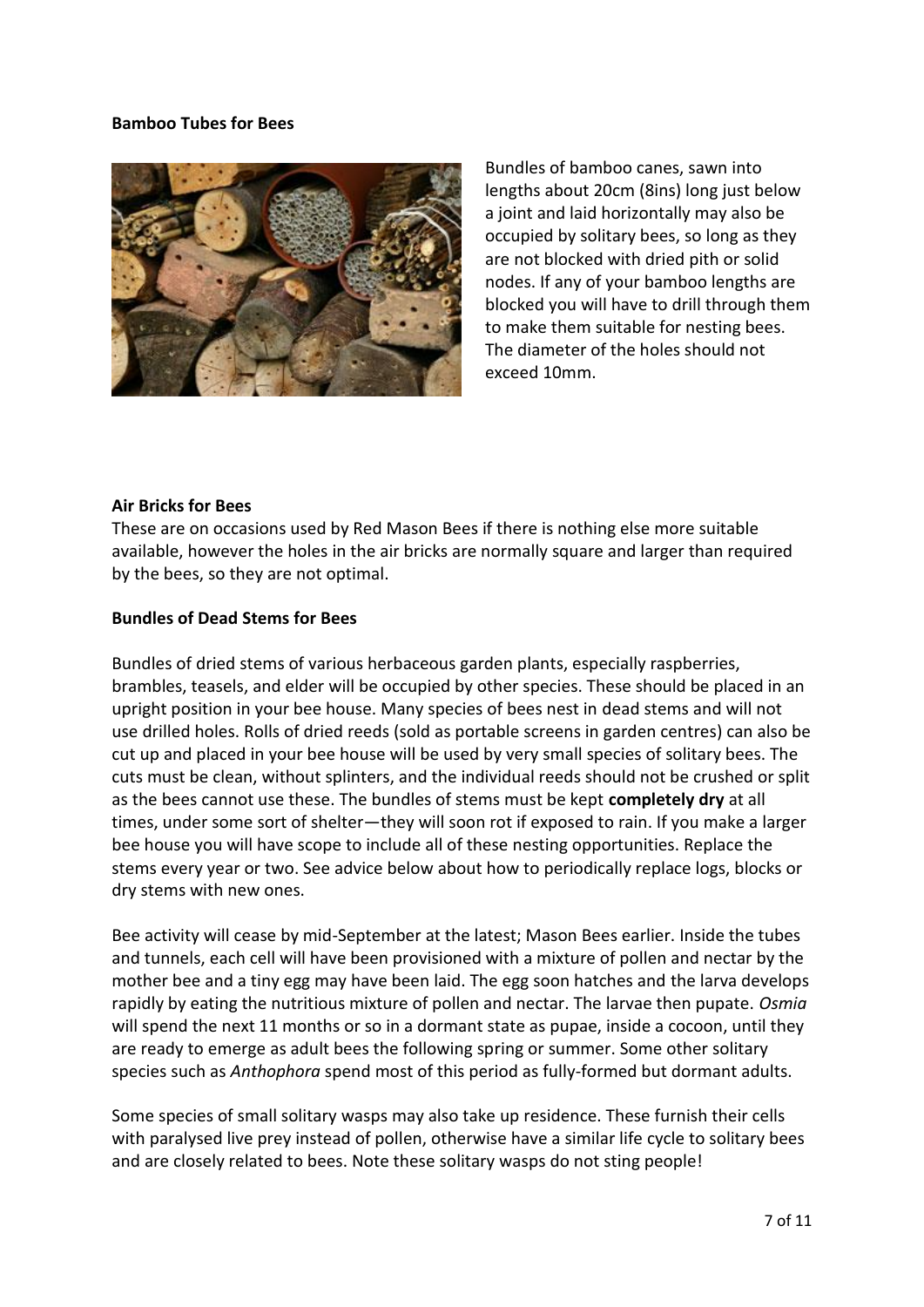**Bamboo Tubes for Bees**

Bundles of bamboo canes, sawn into lengths about 20cm (8ins) long just below a joint and laid horizontally may also be occupied by solitary bees, so long as they are not blocked with dried pith or solid nodes. If any of your bamboo lengths are blocked you will have to drill through them to make them suitable for nesting bees. The diameter of the holes should not exceed 10mm.

**Air Bricks for Bees**

These are on occasions used by Red Mason Bees if there is nothing else more suitable available, however the holes in the air bricks are normally square and larger than required by the bees, so they are not optimal.

**Bundles of Dead Stems for Bees**

Bundles of dried stems of various herbaceous garden plants, especially raspberries, brambles, teasels, and elder will be occupied by other species. These should be placed in an upright position in your bee house. Many species of bees nest in dead stems and will not use drilled holes. Rolls of dried reeds (sold as portable screens in garden centres) can also be cut up and placed in your bee house will be used by very small species of solitary bees. The cuts must be clean, without splinters, and the individual reeds should not be crushed or split as the bees cannot use these. The bundles of stems must be kept **completely dry** at all times, under some sort of shelter—they will soon rot if exposed to rain. If you make a larger bee house you will have scope to include all of these nesting opportunities. Replace the stems every year or two. See advice below about how to periodically replace logs, blocks or dry stems with new ones.

Bee activity will cease by mid-September at the latest; Mason Bees earlier. Inside the tubes and tunnels, each cell will have been provisioned with a mixture of pollen and nectar by the mother bee and a tiny egg may have been laid. The egg soon hatches and the larva develops rapidly by eating the nutritious mixture of pollen and nectar. The larvae then pupate. *Osmia* will spend the next 11 months or so in a dormant state as pupae, inside a cocoon, until they are ready to emerge as adult bees the following spring or summer. Some other solitary species such as *Anthophora* spend most of this period as fully-formed but dormant adults.

Some species of small solitary wasps may also take up residence. These furnish their cells with paralysed live prey instead of pollen, otherwise have a similar life cycle to solitary bees and are closely related to bees. Note these solitary wasps do not sting people!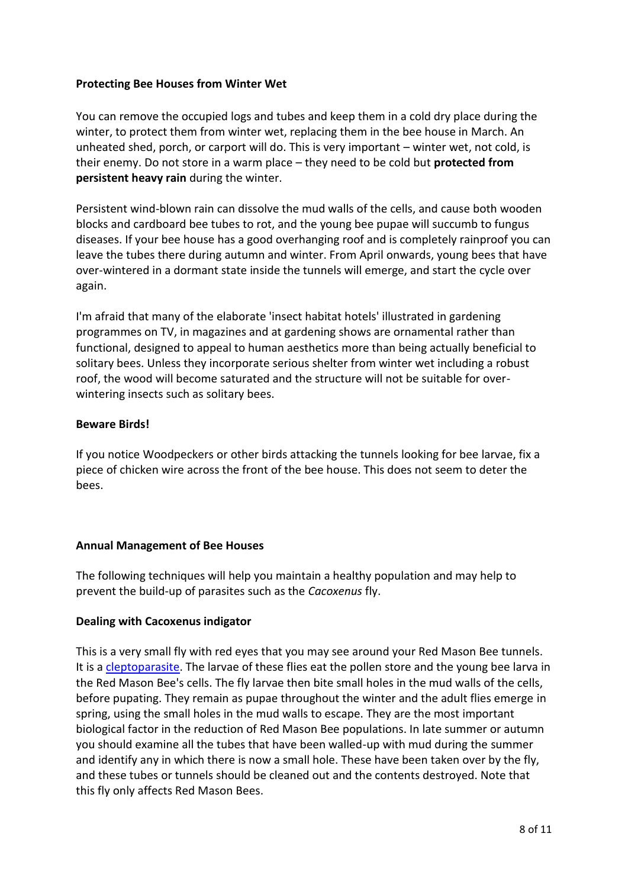**Protecting Bee Houses from Winter Wet**

You can remove the occupied logs and tubes and keep them in a cold dry place during the winter, to protect them from winter wet, replacing them in the bee house in March. An unheated shed, porch, or carport will do. This is very important – winter wet, not cold, is their enemy. Do not store in a warm place – they need to be cold but **protected from persistent heavy rain** during the winter.

Persistent wind-blown rain can dissolve the mud walls of the cells, and cause both wooden blocks and cardboard bee tubes to rot, and the young bee pupae will succumb to fungus diseases. If your bee house has a good overhanging roof and is completely rainproof you can leave the tubes there during autumn and winter. From April onwards, young bees that have over-wintered in a dormant state inside the tunnels will emerge, and start the cycle over again.

I'm afraid that many of the elaborate 'insect habitat hotels' illustrated in gardening programmes on TV, in magazines and at gardening shows are ornamental rather than functional, designed to appeal to human aesthetics more than being actually beneficial to solitary bees. Unless they incorporate serious shelter from winter wet including a robust roof, the wood will become saturated and the structure will not be suitable for over-wintering insects such as solitary bees.

**Beware Birds!**

If you notice Woodpeckers or other birds attacking the tunnels looking for bee larvae, fix a piece of chicken wire across the front of the bee house. This does not seem to deter the bees.

**Annual Management of Bee Houses**

The following techniques will help you maintain a healthy population and may help to prevent the build-up of parasites such as the *Cacoxenus* fly.

**Dealing with Cacoxenus indigator**

This is a very small fly with red eyes that you may see around your Red Mason Bee tunnels. It is a cleptoparasite. The larvae of these flies eat the pollen store and the young bee larva in the Red Mason Bee's cells. The fly larvae then bite small holes in the mud walls of the cells, before pupating. They remain as pupae throughout the winter and the adult flies emerge in spring, using the small holes in the mud walls to escape. They are the most important biological factor in the reduction of Red Mason Bee populations. In late summer or autumn you should examine all the tubes that have been walled-up with mud during the summer and identify any in which there is now a small hole. These have been taken over by the fly, and these tubes or tunnels should be cleaned out and the contents destroyed. Note that this fly only affects Red Mason Bees.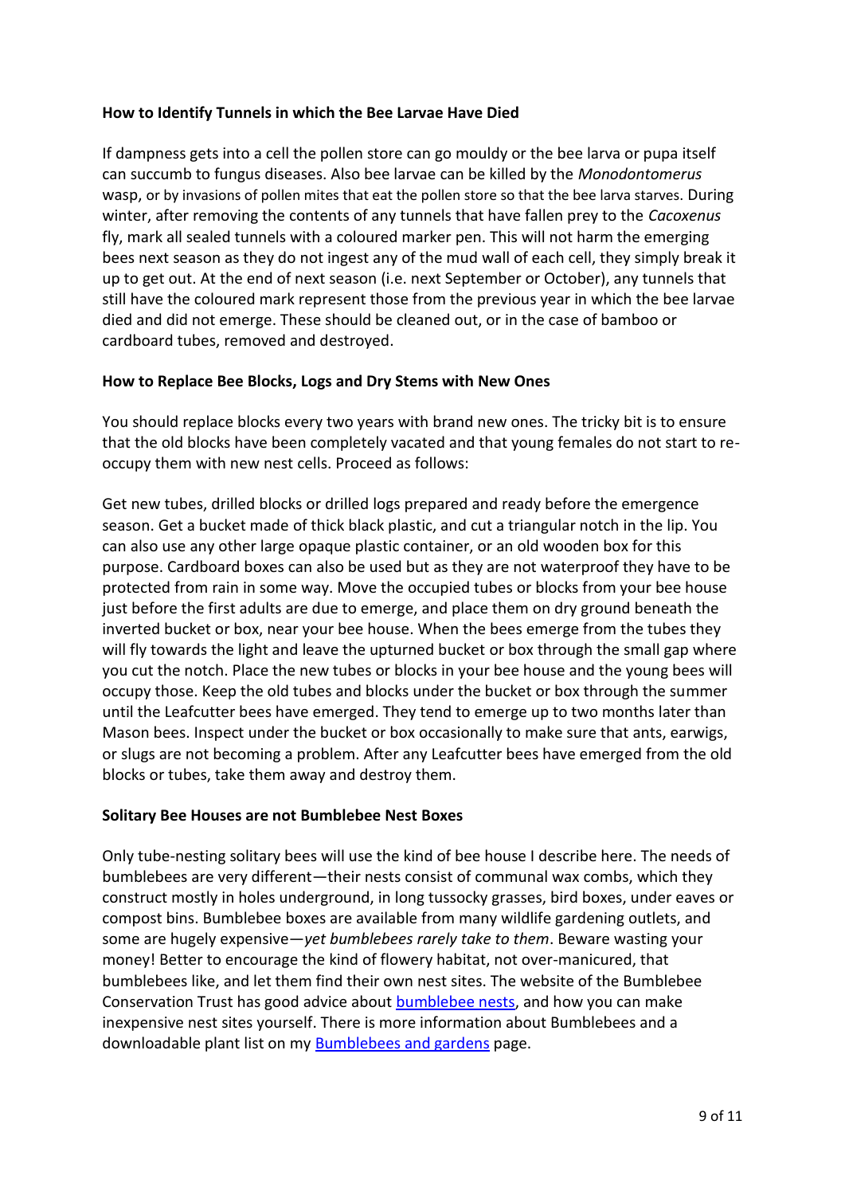**How to Identify Tunnels in which the Bee Larvae Have Died**

If dampness gets into a cell the pollen store can go mouldy or the bee larva or pupa itself can succumb to fungus diseases. Also bee larvae can be killed by the *Monodontomerus* wasp, or by invasions of pollen mites that eat the pollen store so that the bee larva starves. During winter, after removing the contents of any tunnels that have fallen prey to the *Cacoxenus* fly, mark all sealed tunnels with a coloured marker pen. This will not harm the emerging bees next season as they do not ingest any of the mud wall of each cell, they simply break it up to get out. At the end of next season (i.e. next September or October), any tunnels that still have the coloured mark represent those from the previous year in which the bee larvae died and did not emerge. These should be cleaned out, or in the case of bamboo or cardboard tubes, removed and destroyed.

**How to Replace Bee Blocks, Logs and Dry Stems with New Ones**

You should replace blocks every two years with brand new ones. The tricky bit is to ensure that the old blocks have been completely vacated and that young females do not start to re-occupy them with new nest cells. Proceed as follows:

Get new tubes, drilled blocks or drilled logs prepared and ready before the emergence season. Get a bucket made of thick black plastic, and cut a triangular notch in the lip. You can also use any other large opaque plastic container, or an old wooden box for this purpose. Cardboard boxes can also be used but as they are not waterproof they have to be protected from rain in some way. Move the occupied tubes or blocks from your bee house just before the first adults are due to emerge, and place them on dry ground beneath the inverted bucket or box, near your bee house. When the bees emerge from the tubes they will fly towards the light and leave the upturned bucket or box through the small gap where you cut the notch. Place the new tubes or blocks in your bee house and the young bees will occupy those. Keep the old tubes and blocks under the bucket or box through the summer until the Leafcutter bees have emerged. They tend to emerge up to two months later than Mason bees. Inspect under the bucket or box occasionally to make sure that ants, earwigs, or slugs are not becoming a problem. After any Leafcutter bees have emerged from the old blocks or tubes, take them away and destroy them.

**Solitary Bee Houses are not Bumblebee Nest Boxes**

Only tube-nesting solitary bees will use the kind of bee house I describe here. The needs of bumblebees are very different—their nests consist of communal wax combs, which they construct mostly in holes underground, in long tussocky grasses, bird boxes, under eaves or compost bins. Bumblebee boxes are available from many wildlife gardening outlets, and some are hugely expensive—*yet bumblebees rarely take to them*. Beware wasting your money! Better to encourage the kind of flowery habitat, not over-manicured, that bumblebees like, and let them find their own nest sites. The website of the Bumblebee Conservation Trust has good advice about bumblebee nests, and how you can make inexpensive nest sites yourself. There is more information about Bumblebees and a downloadable plant list on my Bumblebees and gardens page.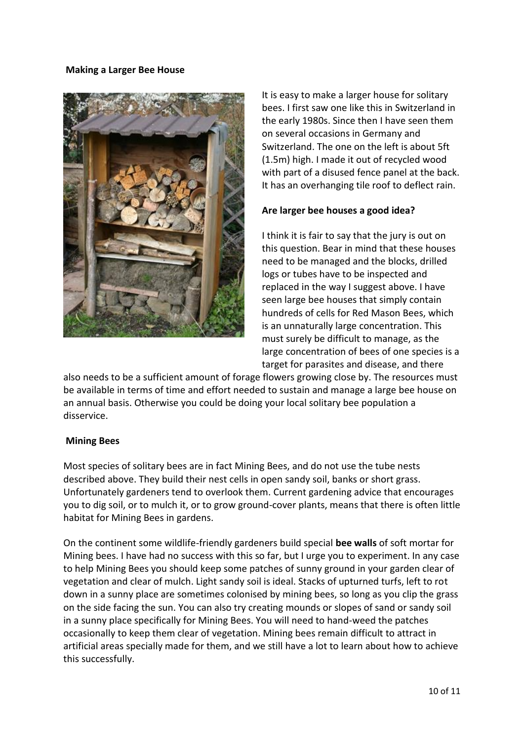## Making a Larger Bee House

It is easy to make a larger house for solitary bees. I first saw one like this in Switzerland in the early 1980s. Since then I have seen them on several occasions in Germany and Switzerland. The one on the left is about 5ft (1.5m) high. I made it out of recycled wood with part of a disused fence panel at the back. It has an overhanging tile roof to deflect rain.

### Are larger bee houses a good idea?

I think it is fair to say that the jury is out on this question. Bear in mind that these houses need to be managed and the blocks, drilled logs or tubes have to be inspected and replaced in the way I suggest above. I have seen large bee houses that simply contain hundreds of cells for Red Mason Bees, which is an unnaturally large concentration. This must surely be difficult to manage, as the large concentration of bees of one species is a target for parasites and disease, and there also needs to be a sufficient amount of forage flowers growing close by. The resources must be available in terms of time and effort needed to sustain and manage a large bee house on an annual basis. Otherwise you could be doing your local solitary bee population a disservice.

## Mining Bees

Most species of solitary bees are in fact Mining Bees, and do not use the tube nests described above. They build their nest cells in open sandy soil, banks or short grass. Unfortunately gardeners tend to overlook them. Current gardening advice that encourages you to dig soil, or to mulch it, or to grow ground-cover plants, means that there is often little habitat for Mining Bees in gardens.

On the continent some wildlife-friendly gardeners build special **bee walls** of soft mortar for Mining bees. I have had no success with this so far, but I urge you to experiment. In any case to help Mining Bees you should keep some patches of sunny ground in your garden clear of vegetation and clear of mulch. Light sandy soil is ideal. Stacks of upturned turfs, left to rot down in a sunny place are sometimes colonised by mining bees, so long as you clip the grass on the side facing the sun. You can also try creating mounds or slopes of sand or sandy soil in a sunny place specifically for Mining Bees. You will need to hand-weed the patches occasionally to keep them clear of vegetation. Mining bees remain difficult to attract in artificial areas specially made for them, and we still have a lot to learn about how to achieve this successfully.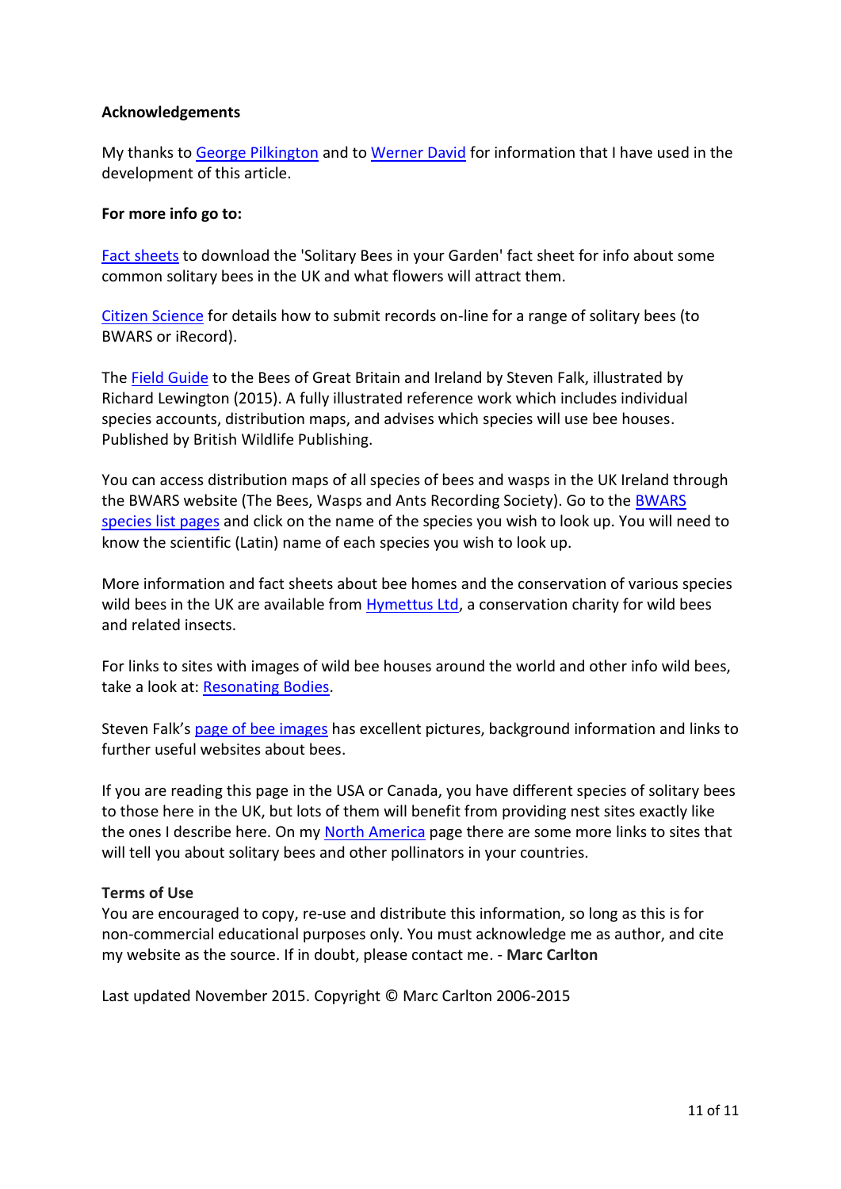**Acknowledgements**

My thanks to George Pilkington and to Werner David for information that I have used in the development of this article.

**For more info go to:**

Fact sheets to download the 'Solitary Bees in your Garden' fact sheet for info about some common solitary bees in the UK and what flowers will attract them.

Citizen Science for details how to submit records on-line for a range of solitary bees (to BWARS or iRecord).

The Field Guide to the Bees of Great Britain and Ireland by Steven Falk, illustrated by Richard Lewington (2015). A fully illustrated reference work which includes individual species accounts, distribution maps, and advises which species will use bee houses. Published by British Wildlife Publishing.

You can access distribution maps of all species of bees and wasps in the UK Ireland through the BWARS website (The Bees, Wasps and Ants Recording Society). Go to the BWARS species list pages and click on the name of the species you wish to look up. You will need to know the scientific (Latin) name of each species you wish to look up.

More information and fact sheets about bee homes and the conservation of various species wild bees in the UK are available from Hymettus Ltd, a conservation charity for wild bees and related insects.

For links to sites with images of wild bee houses around the world and other info wild bees, take a look at: Resonating Bodies.

Steven Falk's page of bee images has excellent pictures, background information and links to further useful websites about bees.

If you are reading this page in the USA or Canada, you have different species of solitary bees to those here in the UK, but lots of them will benefit from providing nest sites exactly like the ones I describe here. On my North America page there are some more links to sites that will tell you about solitary bees and other pollinators in your countries.

**Terms of Use**

You are encouraged to copy, re-use and distribute this information, so long as this is for non-commercial educational purposes only. You must acknowledge me as author, and cite my website as the source. If in doubt, please contact me. - **Marc Carlton**

Last updated November 2015. Copyright © Marc Carlton 2006-2015